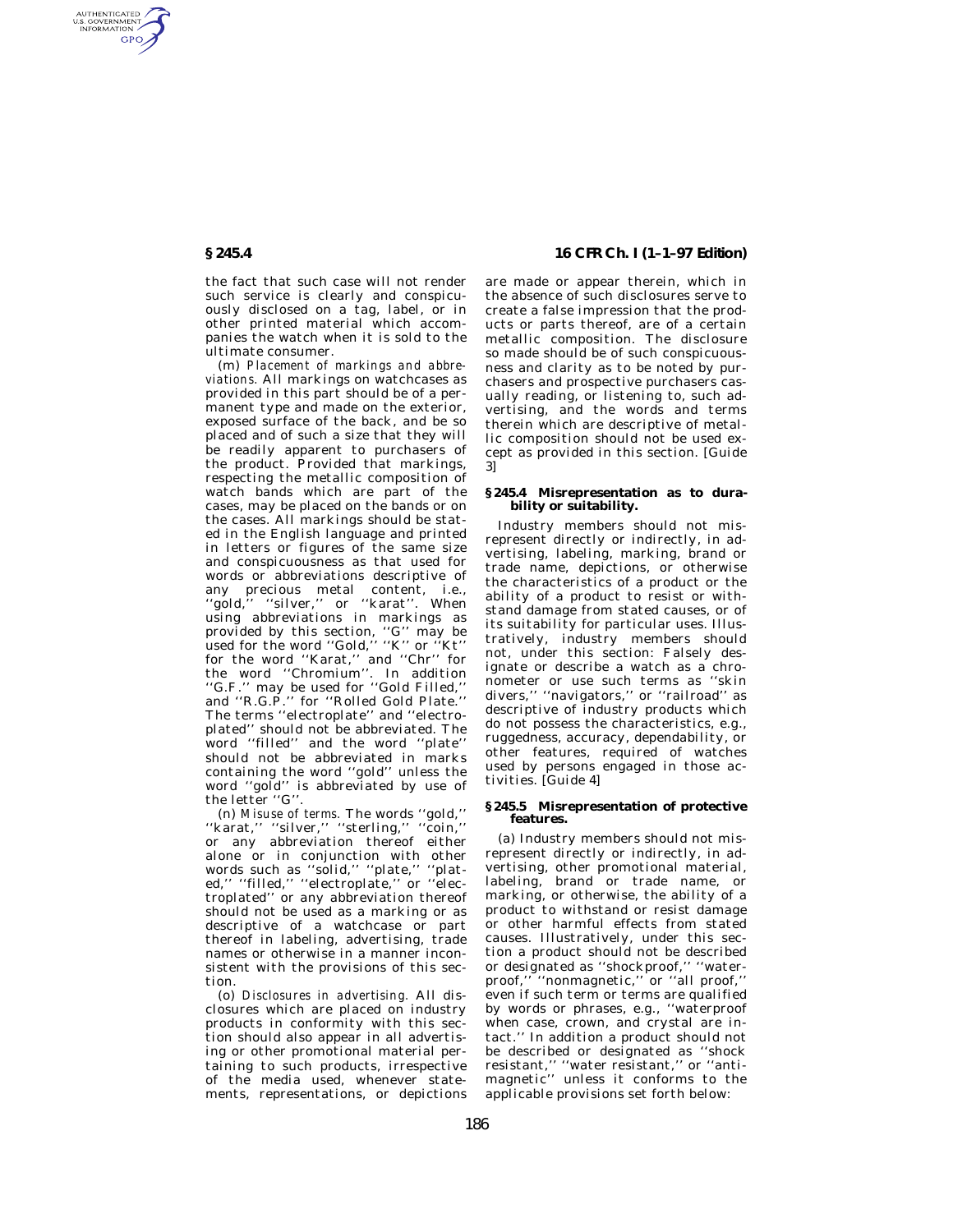the fact that such case will not render such service is clearly and conspicuously disclosed on a tag, label, or in other printed material which accompanies the watch when it is sold to the ultimate consumer.

(m) *Placement of markings and abbreviations.* All markings on watchcases as provided in this part should be of a permanent type and made on the exterior, exposed surface of the back, and be so placed and of such a size that they will be readily apparent to purchasers of the product. Provided that markings, respecting the metallic composition of watch bands which are part of the cases, may be placed on the bands or on the cases. All markings should be stated in the English language and printed in letters or figures of the same size and conspicuousness as that used for words or abbreviations descriptive of any precious metal content, i.e., ''gold,'' ''silver,'' or ''karat''. When using abbreviations in markings as provided by this section, ''G'' may be used for the word ''Gold,'' ''K'' or ''Kt'' for the word ''Karat,'' and ''Chr'' for the word ''Chromium''. In addition ''G.F.'' may be used for ''Gold Filled,'' and ''R.G.P.'' for ''Rolled Gold Plate.'' The terms ''electroplate'' and ''electroplated'' should not be abbreviated. The word ''filled'' and the word ''plate'' should not be abbreviated in marks containing the word ''gold'' unless the word ''gold'' is abbreviated by use of the letter ''G''.

(n) *Misuse of terms.* The words ''gold,'' ''karat,'' ''silver,'' ''sterling,'' ''coin,'' or any abbreviation thereof either alone or in conjunction with other words such as ''solid,'' ''plate,'' ''plated,'' ''filled,'' ''electroplate,'' or ''electroplated'' or any abbreviation thereof should not be used as a marking or as descriptive of a watchcase or part thereof in labeling, advertising, trade names or otherwise in a manner inconsistent with the provisions of this section.

(o) *Disclosures in advertising.* All disclosures which are placed on industry products in conformity with this section should also appear in all advertising or other promotional material pertaining to such products, irrespective of the media used, whenever statements, representations, or depictions are made or appear therein, which in the absence of such disclosures serve to create a false impression that the products or parts thereof, are of a certain metallic composition. The disclosure so made should be of such conspicuousness and clarity as to be noted by purchasers and prospective purchasers casually reading, or listening to, such advertising, and the words and terms therein which are descriptive of metallic composition should not be used except as provided in this section. [Guide 3]

## § 245.4 Misrepresentation as to durability or suitability.

Industry members should not misrepresent directly or indirectly, in advertising, labeling, marking, brand or trade name, depictions, or otherwise the characteristics of a product or the ability of a product to resist or withstand damage from stated causes, or of its suitability for particular uses. Illustratively, industry members should not, under this section: Falsely designate or describe a watch as a chronometer or use such terms as ''skin divers,'' ''navigators,'' or ''railroad'' as descriptive of industry products which do not possess the characteristics, e.g., ruggedness, accuracy, dependability, or other features, required of watches used by persons engaged in those activities. [Guide 4]

## § 245.5 Misrepresentation of protective features.

(a) Industry members should not misrepresent directly or indirectly, in advertising, other promotional material, labeling, brand or trade name, or marking, or otherwise, the ability of a product to withstand or resist damage or other harmful effects from stated causes. Illustratively, under this section a product should not be described or designated as ''shockproof,'' ''waterproof,'' ''nonmagnetic,'' or ''all proof,'' even if such term or terms are qualified by words or phrases, e.g., ''waterproof when case, crown, and crystal are intact.'' In addition a product should not be described or designated as ''shock resistant,'' ''water resistant,'' or ''antimagnetic'' unless it conforms to the applicable provisions set forth below: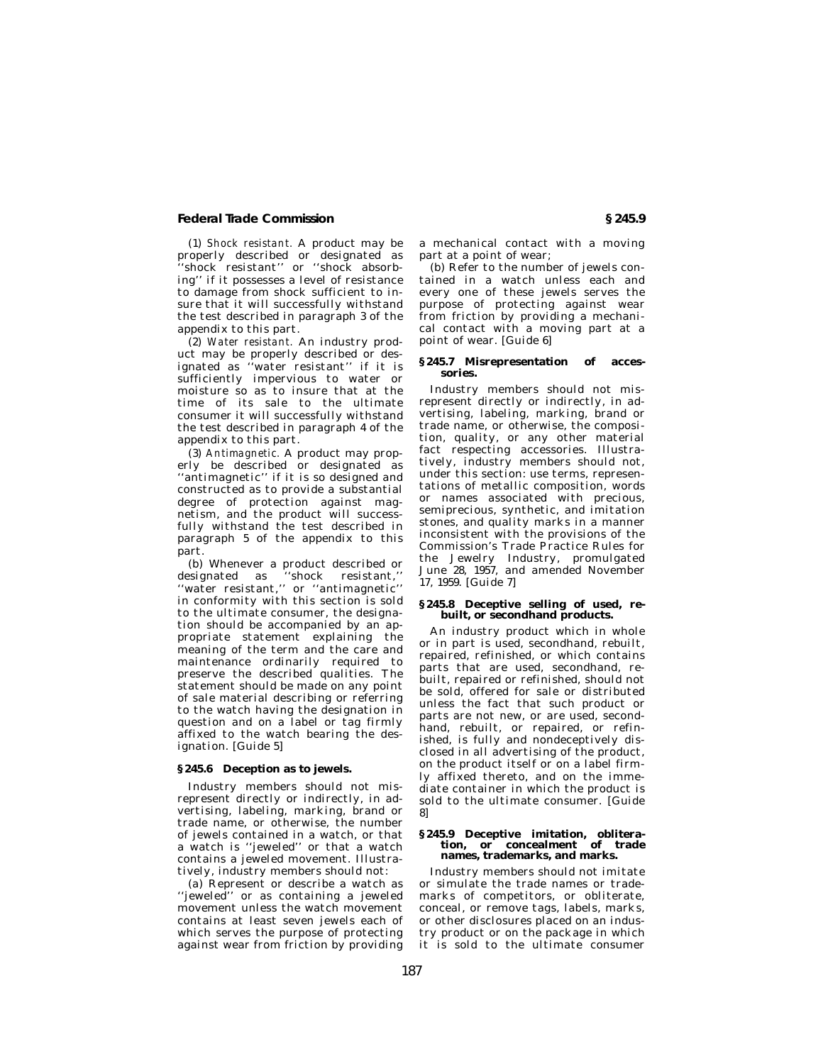(1) *Shock resistant.* A product may be properly described or designated as ''shock resistant'' or ''shock absorbing'' if it possesses a level of resistance to damage from shock sufficient to insure that it will successfully withstand the test described in paragraph 3 of the appendix to this part.

(2) *Water resistant.* An industry product may be properly described or designated as ''water resistant'' if it is sufficiently impervious to water or moisture so as to insure that at the time of its sale to the ultimate consumer it will successfully withstand the test described in paragraph 4 of the appendix to this part.

(3) *Antimagnetic.* A product may properly be described or designated as ''antimagnetic'' if it is so designed and constructed as to provide a substantial degree of protection against magnetism, and the product will successfully withstand the test described in paragraph 5 of the appendix to this part.

(b) Whenever a product described or designated as ''shock resistant,'' ''water resistant,'' or ''antimagnetic'' in conformity with this section is sold to the ultimate consumer, the designation should be accompanied by an appropriate statement explaining the meaning of the term and the care and maintenance ordinarily required to preserve the described qualities. The statement should be made on any point of sale material describing or referring to the watch having the designation in question and on a label or tag firmly affixed to the watch bearing the designation. [Guide 5]

### § 245.6 Deception as to jewels.

Industry members should not misrepresent directly or indirectly, in advertising, labeling, marking, brand or trade name, or otherwise, the number of jewels contained in a watch, or that a watch is ''jeweled'' or that a watch contains a jeweled movement. Illustratively, industry members should not:

(a) Represent or describe a watch as ''jeweled'' or as containing a jeweled movement unless the watch movement contains at least seven jewels each of which serves the purpose of protecting against wear from friction by providing a mechanical contact with a moving part at a point of wear;

(b) Refer to the number of jewels contained in a watch unless each and every one of these jewels serves the purpose of protecting against wear from friction by providing a mechanical contact with a moving part at a point of wear. [Guide 6]

### § 245.7 Misrepresentation of accessories.

Industry members should not misrepresent directly or indirectly, in advertising, labeling, marking, brand or trade name, or otherwise, the composition, quality, or any other material fact respecting accessories. Illustratively, industry members should not, under this section: use terms, representations of metallic composition, words or names associated with precious, semiprecious, synthetic, and imitation stones, and quality marks in a manner inconsistent with the provisions of the Commission's Trade Practice Rules for the Jewelry Industry, promulgated June 28, 1957, and amended November 17, 1959. [Guide 7]

### § 245.8 Deceptive selling of used, rebuilt, or secondhand products.

An industry product which in whole or in part is used, secondhand, rebuilt, repaired, refinished, or which contains parts that are used, secondhand, rebuilt, repaired or refinished, should not be sold, offered for sale or distributed unless the fact that such product or parts are not new, or are used, secondhand, rebuilt, or repaired, or refinished, is fully and nondeceptively disclosed in all advertising of the product, on the product itself or on a label firmly affixed thereto, and on the immediate container in which the product is sold to the ultimate consumer. [Guide 8]

### § 245.9 Deceptive imitation, obliteration, or concealment of trade names, trademarks, and marks.

Industry members should not imitate or simulate the trade names or trademarks of competitors, or obliterate, conceal, or remove tags, labels, marks, or other disclosures placed on an industry product or on the package in which it is sold to the ultimate consumer